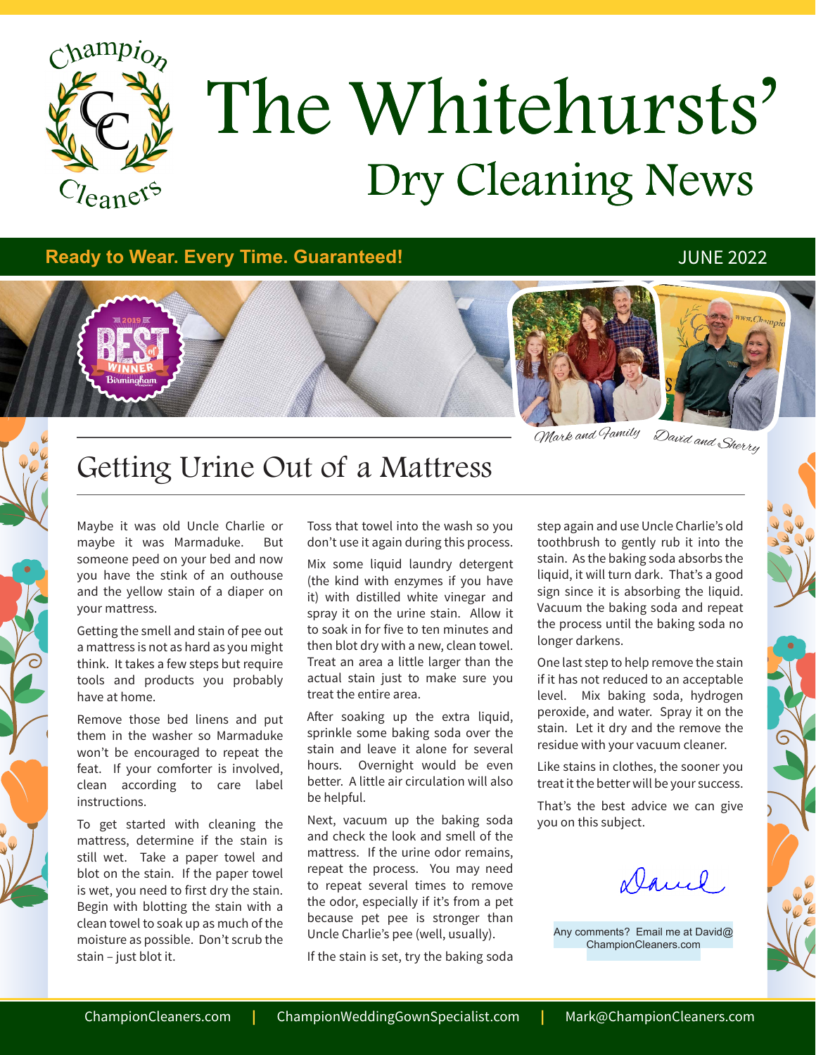# The Whitehursts' Dry Cleaning News

**Ready to Wear. Every Time. Guaranteed!** JUNE 2022

Mark and Family — David and Sherry

## Getting Urine Out of a Mattress

Maybe it was old Uncle Charlie or maybe it was Marmaduke. But someone peed on your bed and now you have the stink of an outhouse and the yellow stain of a diaper on your mattress.

Getting the smell and stain of pee out a mattress is not as hard as you might think. It takes a few steps but require tools and products you probably have at home.

Remove those bed linens and put them in the washer so Marmaduke won't be encouraged to repeat the feat. If your comforter is involved, clean according to care label instructions.

To get started with cleaning the mattress, determine if the stain is still wet. Take a paper towel and blot on the stain. If the paper towel is wet, you need to first dry the stain. Begin with blotting the stain with a clean towel to soak up as much of the moisture as possible. Don't scrub the stain – just blot it.

Toss that towel into the wash so you don't use it again during this process.

Mix some liquid laundry detergent (the kind with enzymes if you have it) with distilled white vinegar and spray it on the urine stain. Allow it to soak in for five to ten minutes and then blot dry with a new, clean towel. Treat an area a little larger than the actual stain just to make sure you treat the entire area.

After soaking up the extra liquid, sprinkle some baking soda over the stain and leave it alone for several hours. Overnight would be even better. A little air circulation will also be helpful.

Next, vacuum up the baking soda and check the look and smell of the mattress. If the urine odor remains, repeat the process. You may need to repeat several times to remove the odor, especially if it's from a pet because pet pee is stronger than Uncle Charlie's pee (well, usually).

If the stain is set, try the baking soda step again and use Uncle Charlie's old toothbrush to gently rub it into the stain. As the baking soda absorbs the liquid, it will turn dark. That's a good sign since it is absorbing the liquid. Vacuum the baking soda and repeat the process until the baking soda no longer darkens.

One last step to help remove the stain if it has not reduced to an acceptable level. Mix baking soda, hydrogen peroxide, and water. Spray it on the stain. Let it dry and the remove the residue with your vacuum cleaner.

Like stains in clothes, the sooner you treat it the better will be your success.

That's the best advice we can give you on this subject.

David

Any comments? Email me at David@ChampionCleaners.com

ChampionCleaners.com | ChampionWeddingGownSpecialist.com | Mark@ChampionCleaners.com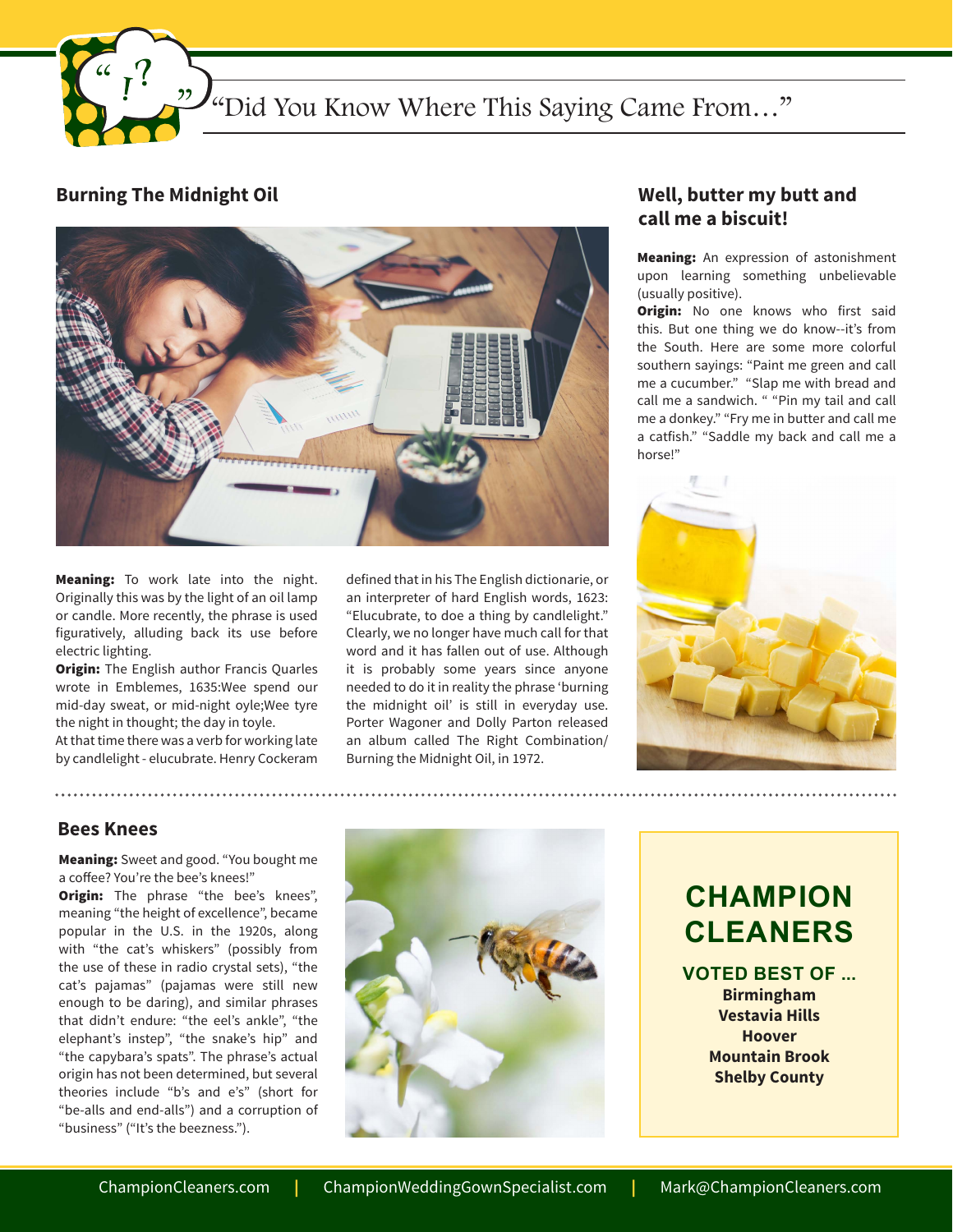# "Did You Know Where This Saying Came From…"

## Burning The Midnight Oil

**Meaning:** To work late into the night. Originally this was by the light of an oil lamp or candle. More recently, the phrase is used figuratively, alluding back its use before electric lighting.

**Origin:** The English author Francis Quarles wrote in Emblemes, 1635:Wee spend our mid-day sweat, or mid-night oyle;Wee tyre the night in thought; the day in toyle.

At that time there was a verb for working late by candlelight - elucubrate. Henry Cockeram defined that in his The English dictionarie, or an interpreter of hard English words, 1623: "Elucubrate, to doe a thing by candlelight." Clearly, we no longer have much call for that word and it has fallen out of use. Although it is probably some years since anyone needed to do it in reality the phrase 'burning the midnight oil' is still in everyday use. Porter Wagoner and Dolly Parton released an album called The Right Combination/ Burning the Midnight Oil, in 1972.

## Well, butter my butt and call me a biscuit!

**Meaning:** An expression of astonishment upon learning something unbelievable (usually positive).

**Origin:** No one knows who first said this. But one thing we do know--it's from the South. Here are some more colorful southern sayings: "Paint me green and call me a cucumber." "Slap me with bread and call me a sandwich. " "Pin my tail and call me a donkey." "Fry me in butter and call me a catfish." "Saddle my back and call me a horse!"

## Bees Knees

**Meaning:** Sweet and good. "You bought me a coffee? You're the bee's knees!"

**Origin:** The phrase "the bee's knees", meaning "the height of excellence", became popular in the U.S. in the 1920s, along with "the cat's whiskers" (possibly from the use of these in radio crystal sets), "the cat's pajamas" (pajamas were still new enough to be daring), and similar phrases that didn't endure: "the eel's ankle", "the elephant's instep", "the snake's hip" and "the capybara's spats". The phrase's actual origin has not been determined, but several theories include "b's and e's" (short for "be-alls and end-alls") and a corruption of "business" ("It's the beezness.").

**CHAMPION CLEANERS**

**VOTED BEST OF ...**
**Birmingham**
**Vestavia Hills**
**Hoover**
**Mountain Brook**
**Shelby County**

ChampionCleaners.com | ChampionWeddingGownSpecialist.com | Mark@ChampionCleaners.com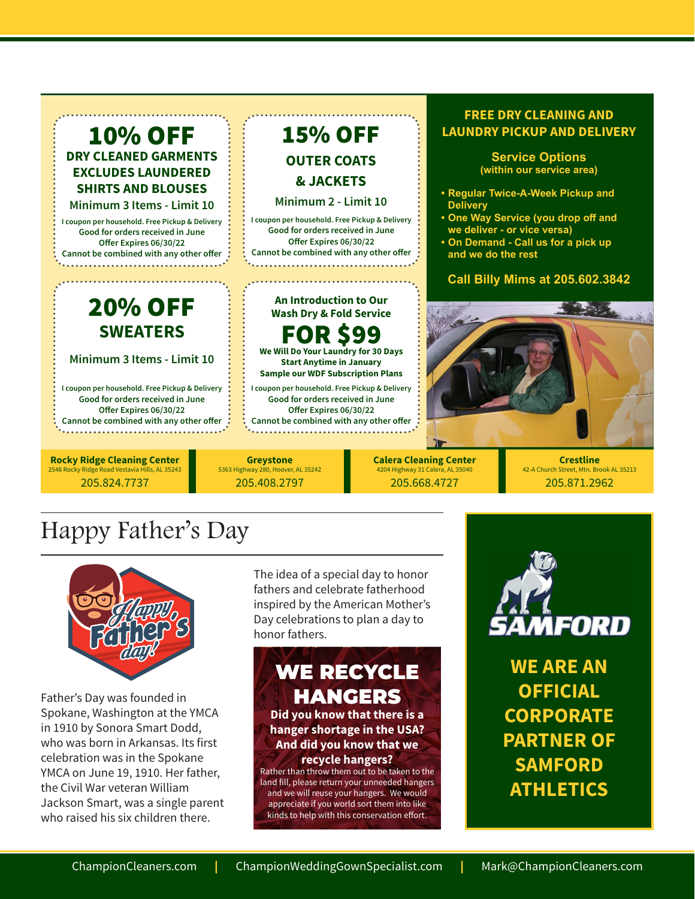## 10% OFF

**DRY CLEANED GARMENTS EXCLUDES LAUNDERED SHIRTS AND BLOUSES**

Minimum 3 Items - Limit 10

I coupon per household. Free Pickup & Delivery
Good for orders received in June
Offer Expires 06/30/22
Cannot be combined with any other offer

## 15% OFF

**OUTER COATS & JACKETS**

Minimum 2 - Limit 10

I coupon per household. Free Pickup & Delivery
Good for orders received in June
Offer Expires 06/30/22
Cannot be combined with any other offer

## 20% OFF

**SWEATERS**

Minimum 3 Items - Limit 10

I coupon per household. Free Pickup & Delivery
Good for orders received in June
Offer Expires 06/30/22
Cannot be combined with any other offer

**An Introduction to Our Wash Dry & Fold Service**

## FOR $99

**We Will Do Your Laundry for 30 Days**
**Start Anytime in January**
**Sample our WDF Subscription Plans**

I coupon per household. Free Pickup & Delivery
Good for orders received in June
Offer Expires 06/30/22
Cannot be combined with any other offer

### FREE DRY CLEANING AND LAUNDRY PICKUP AND DELIVERY

**Service Options**
**(within our service area)**

- **Regular Twice-A-Week Pickup and Delivery**
- **One Way Service (you drop off and we deliver - or vice versa)**
- **On Demand - Call us for a pick up and we do the rest**

**Call Billy Mims at 205.602.3842**

**Rocky Ridge Cleaning Center**
2548 Rocky Ridge Road Vestavia Hills, AL 35243
205.824.7737

**Greystone**
5363 Highway 280, Hoover, AL 35242
205.408.2797

**Calera Cleaning Center**
4204 Highway 31 Calera, AL 35040
205.668.4727

**Crestline**
42-A Church Street, Mtn. Brook AL 35213
205.871.2962

# Happy Father's Day

Father's Day was founded in Spokane, Washington at the YMCA in 1910 by Sonora Smart Dodd, who was born in Arkansas. Its first celebration was in the Spokane YMCA on June 19, 1910. Her father, the Civil War veteran William Jackson Smart, was a single parent who raised his six children there.

The idea of a special day to honor fathers and celebrate fatherhood inspired by the American Mother's Day celebrations to plan a day to honor fathers.

## WE RECYCLE HANGERS

**Did you know that there is a hanger shortage in the USA? And did you know that we recycle hangers?**

Rather than throw them out to be taken to the land fill, please return your unneeded hangers and we will reuse your hangers. We would appreciate if you world sort them into like kinds to help with this conservation effort.

SAMFORD

## WE ARE AN OFFICIAL CORPORATE PARTNER OF SAMFORD ATHLETICS

ChampionCleaners.com | ChampionWeddingGownSpecialist.com | Mark@ChampionCleaners.com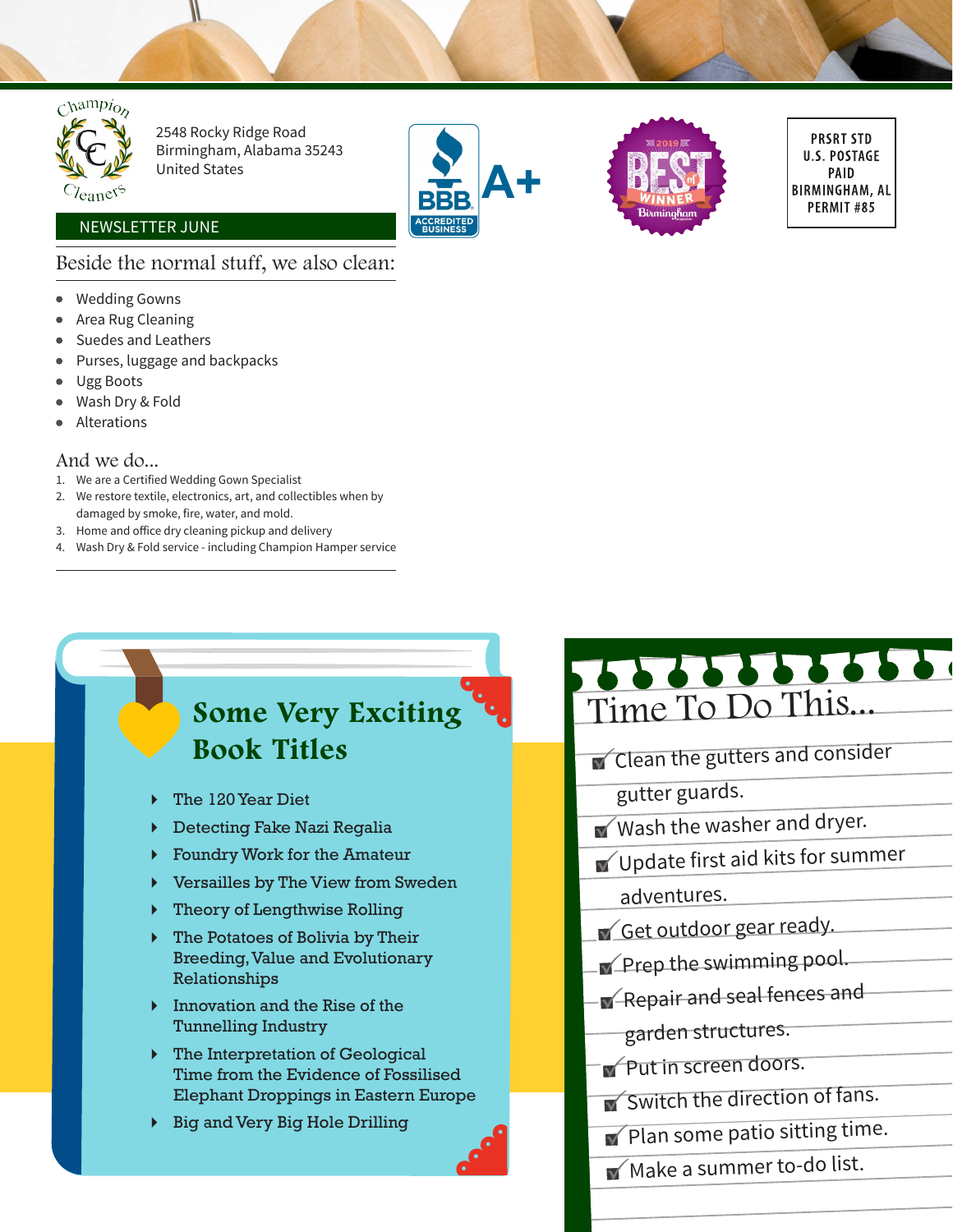Champion Cleaners

2548 Rocky Ridge Road
Birmingham, Alabama 35243
United States

BBB ACCREDITED BUSINESS A+

2019 BEST of WINNER Birmingham

PRSRT STD
U.S. POSTAGE
PAID
BIRMINGHAM, AL
PERMIT #85

NEWSLETTER JUNE

## Beside the normal stuff, we also clean:

- Wedding Gowns
- Area Rug Cleaning
- Suedes and Leathers
- Purses, luggage and backpacks
- Ugg Boots
- Wash Dry & Fold
- Alterations

## And we do...

1. We are a Certified Wedding Gown Specialist
2. We restore textile, electronics, art, and collectibles when by damaged by smoke, fire, water, and mold.
3. Home and office dry cleaning pickup and delivery
4. Wash Dry & Fold service - including Champion Hamper service

## Some Very Exciting Book Titles

- The 120 Year Diet
- Detecting Fake Nazi Regalia
- Foundry Work for the Amateur
- Versailles by The View from Sweden
- Theory of Lengthwise Rolling
- The Potatoes of Bolivia by Their Breeding, Value and Evolutionary Relationships
- Innovation and the Rise of the Tunnelling Industry
- The Interpretation of Geological Time from the Evidence of Fossilised Elephant Droppings in Eastern Europe
- Big and Very Big Hole Drilling

## Time To Do This...

- Clean the gutters and consider gutter guards.
- Wash the washer and dryer.
- Update first aid kits for summer adventures.
- Get outdoor gear ready.
- Prep the swimming pool.
- Repair and seal fences and garden structures.
- Put in screen doors.
- Switch the direction of fans.
- Plan some patio sitting time.
- Make a summer to-do list.